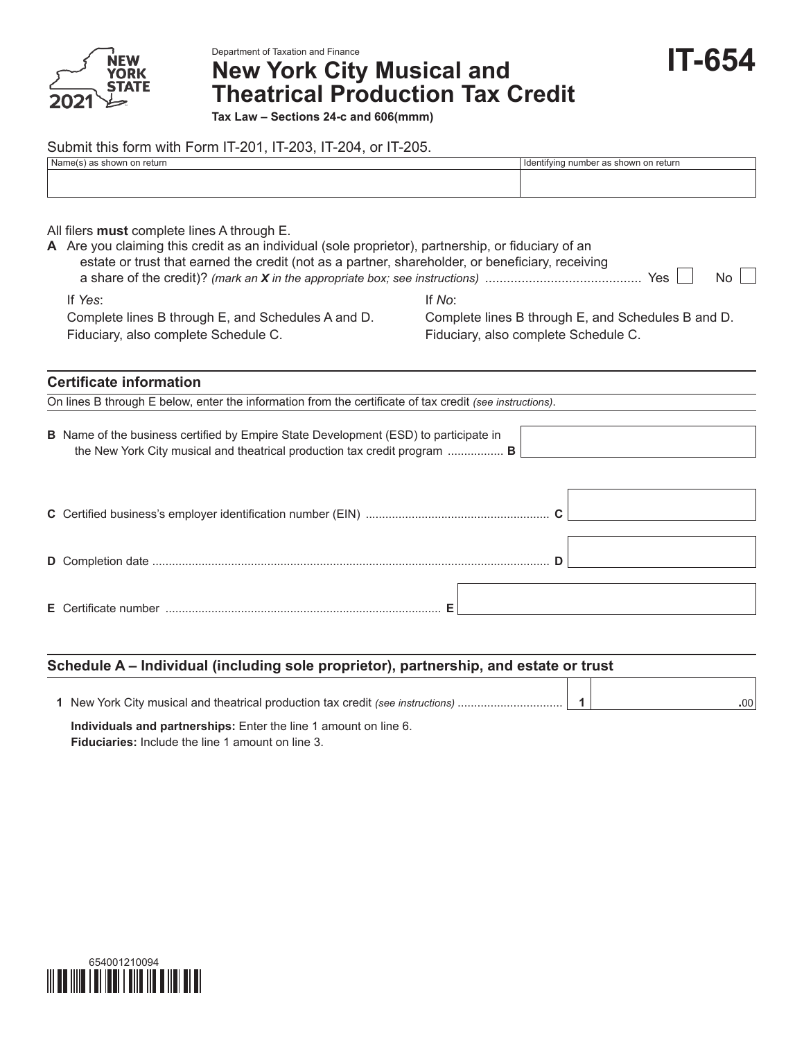Department of Taxation and Finance

# New York City Musical and Theatrical Production Tax Credit

# IT-654

2021

**Tax Law – Sections 24-c and 606(mmm)**

Submit this form with Form IT-201, IT-203, IT-204, or IT-205.

| Name(s) as shown on return | Identifying number as shown on return |
|---|---|
| | |

All filers **must** complete lines A through E.

**A** Are you claiming this credit as an individual (sole proprietor), partnership, or fiduciary of an estate or trust that earned the credit (not as a partner, shareholder, or beneficiary, receiving a share of the credit)? *(mark an **X** in the appropriate box; see instructions)* .......................................... Yes ☐ No ☐

If *Yes*:
Complete lines B through E, and Schedules A and D.
Fiduciary, also complete Schedule C.

If *No*:
Complete lines B through E, and Schedules B and D.
Fiduciary, also complete Schedule C.

## Certificate information

On lines B through E below, enter the information from the certificate of tax credit *(see instructions)*.

**B** Name of the business certified by Empire State Development (ESD) to participate in the New York City musical and theatrical production tax credit program ................. **B**

**C** Certified business's employer identification number (EIN) ....................................................... **C**

**D** Completion date ........................................................................................................................ **D**

**E** Certificate number .................................................................................. **E**

## Schedule A – Individual (including sole proprietor), partnership, and estate or trust

**1** New York City musical and theatrical production tax credit *(see instructions)* ............................... **1** .00

**Individuals and partnerships:** Enter the line 1 amount on line 6.
**Fiduciaries:** Include the line 1 amount on line 3.

654001210094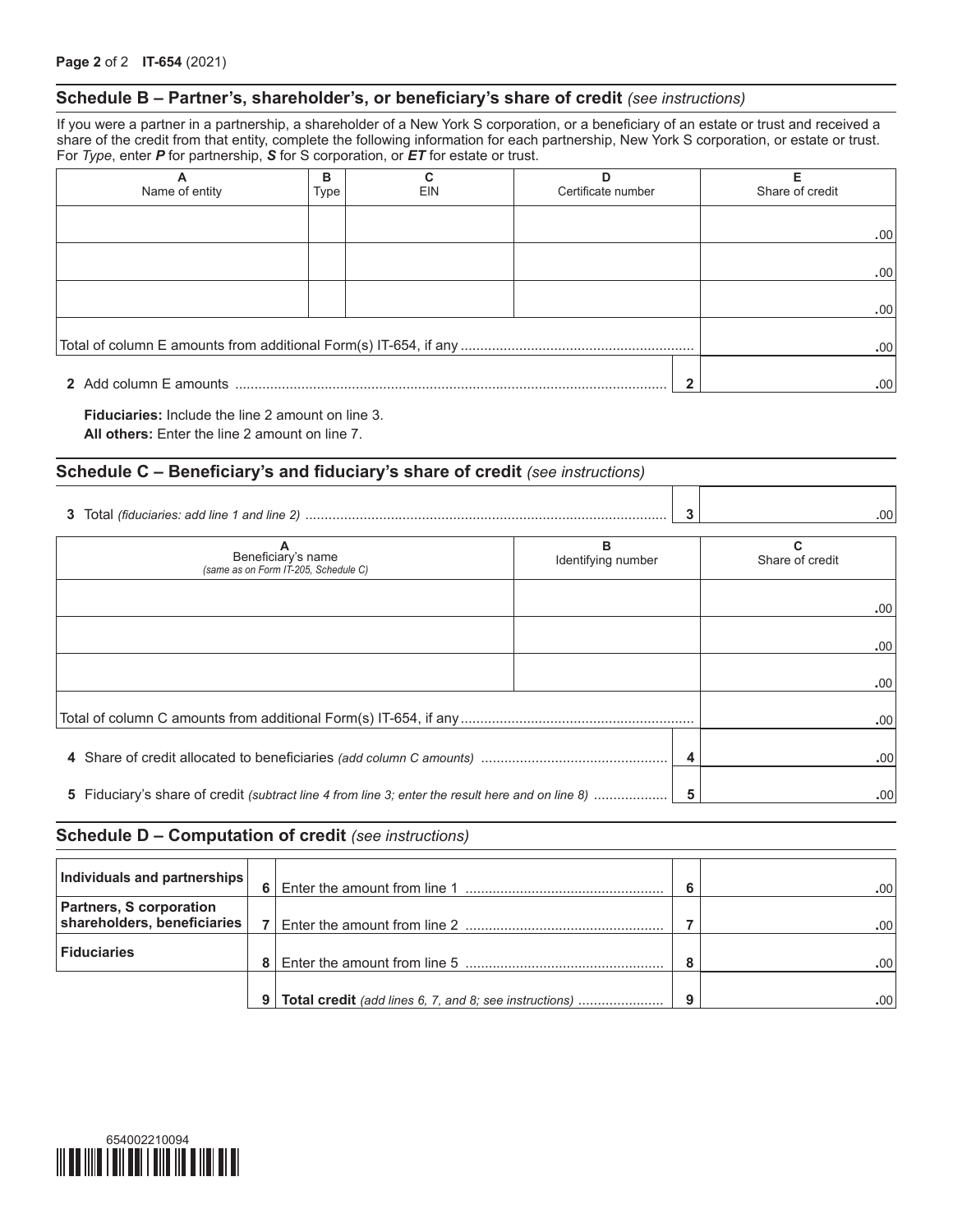## Schedule B – Partner's, shareholder's, or beneficiary's share of credit *(see instructions)*

If you were a partner in a partnership, a shareholder of a New York S corporation, or a beneficiary of an estate or trust and received a share of the credit from that entity, complete the following information for each partnership, New York S corporation, or estate or trust. For *Type*, enter ***P*** for partnership, ***S*** for S corporation, or ***ET*** for estate or trust.

| A<br>Name of entity | B<br>Type | C<br>EIN | D<br>Certificate number | | E<br>Share of credit |
|---|---|---|---|---|---|
| | | | | | .00 |
| | | | | | .00 |
| | | | | | .00 |
| Total of column E amounts from additional Form(s) IT-654, if any | | | | | .00 |
| **2** Add column E amounts | | | | **2** | .00 |

**Fiduciaries:** Include the line 2 amount on line 3.
**All others:** Enter the line 2 amount on line 7.

## Schedule C – Beneficiary's and fiduciary's share of credit *(see instructions)*

| | | |
|---|---|---|
| **3** Total *(fiduciaries: add line 1 and line 2)* | **3** | .00 |

| A<br>Beneficiary's name<br>*(same as on Form IT-205, Schedule C)* | B<br>Identifying number | | C<br>Share of credit |
|---|---|---|---|
| | | | .00 |
| | | | .00 |
| | | | .00 |
| Total of column C amounts from additional Form(s) IT-654, if any | | | .00 |
| **4** Share of credit allocated to beneficiaries *(add column C amounts)* | | **4** | .00 |
| **5** Fiduciary's share of credit *(subtract line 4 from line 3; enter the result here and on line 8)* | | **5** | .00 |

## Schedule D – Computation of credit *(see instructions)*

| | | | | |
|---|---|---|---|---|
| **Individuals and partnerships** | **6** | Enter the amount from line 1 | **6** | .00 |
| **Partners, S corporation shareholders, beneficiaries** | **7** | Enter the amount from line 2 | **7** | .00 |
| **Fiduciaries** | **8** | Enter the amount from line 5 | **8** | .00 |
| | **9** | **Total credit** *(add lines 6, 7, and 8; see instructions)* | **9** | .00 |

654002210094